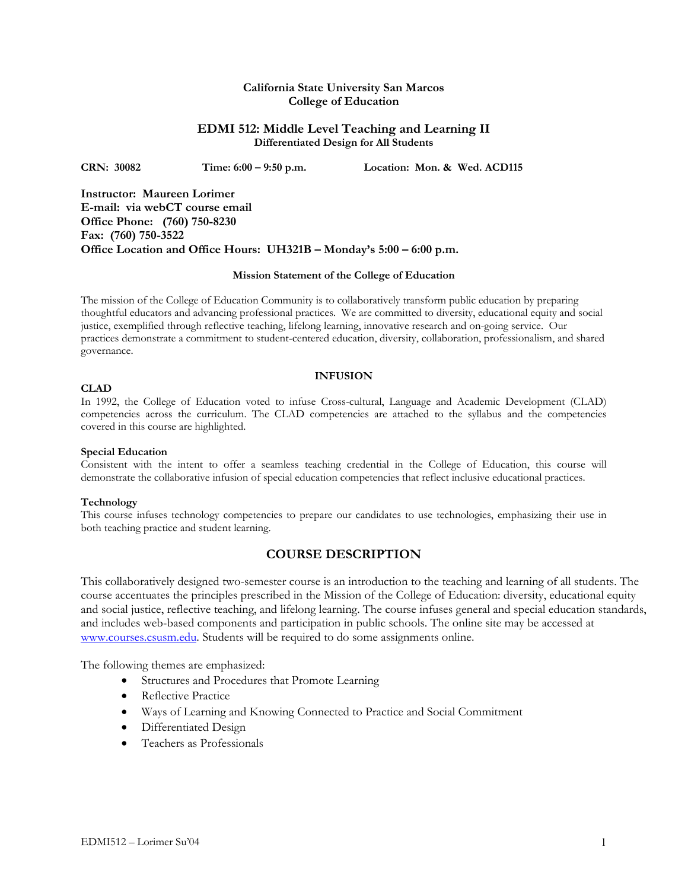**California State University San Marcos**
**College of Education**

# EDMI 512: Middle Level Teaching and Learning II

**Differentiated Design for All Students**

**CRN: 30082** **Time: 6:00 – 9:50 p.m.** **Location: Mon. & Wed. ACD115**

**Instructor: Maureen Lorimer**
**E-mail: via webCT course email**
**Office Phone: (760) 750-8230**
**Fax: (760) 750-3522**
**Office Location and Office Hours: UH321B – Monday's 5:00 – 6:00 p.m.**

### Mission Statement of the College of Education

The mission of the College of Education Community is to collaboratively transform public education by preparing thoughtful educators and advancing professional practices. We are committed to diversity, educational equity and social justice, exemplified through reflective teaching, lifelong learning, innovative research and on-going service. Our practices demonstrate a commitment to student-centered education, diversity, collaboration, professionalism, and shared governance.

### INFUSION

**CLAD**

In 1992, the College of Education voted to infuse Cross-cultural, Language and Academic Development (CLAD) competencies across the curriculum. The CLAD competencies are attached to the syllabus and the competencies covered in this course are highlighted.

**Special Education**

Consistent with the intent to offer a seamless teaching credential in the College of Education, this course will demonstrate the collaborative infusion of special education competencies that reflect inclusive educational practices.

**Technology**

This course infuses technology competencies to prepare our candidates to use technologies, emphasizing their use in both teaching practice and student learning.

## COURSE DESCRIPTION

This collaboratively designed two-semester course is an introduction to the teaching and learning of all students. The course accentuates the principles prescribed in the Mission of the College of Education: diversity, educational equity and social justice, reflective teaching, and lifelong learning. The course infuses general and special education standards, and includes web-based components and participation in public schools. The online site may be accessed at www.courses.csusm.edu. Students will be required to do some assignments online.

The following themes are emphasized:

- Structures and Procedures that Promote Learning
- Reflective Practice
- Ways of Learning and Knowing Connected to Practice and Social Commitment
- Differentiated Design
- Teachers as Professionals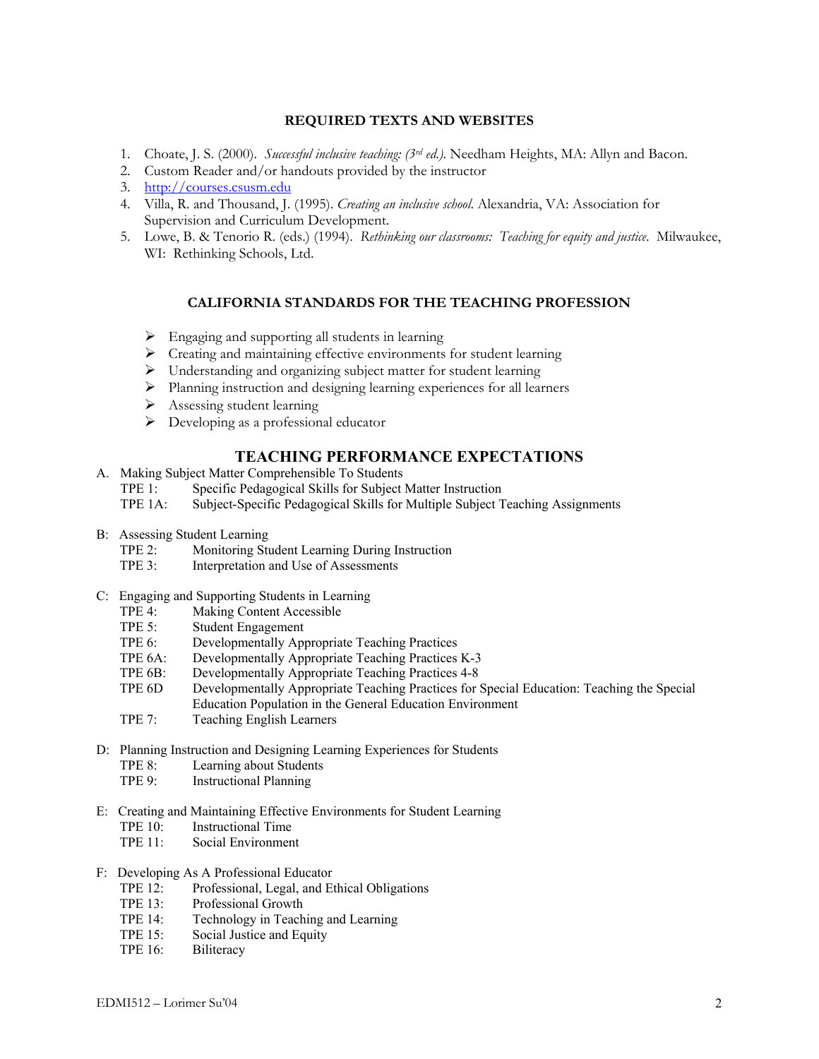## REQUIRED TEXTS AND WEBSITES

1. Choate, J. S. (2000). *Successful inclusive teaching: (3rd ed.).* Needham Heights, MA: Allyn and Bacon.
2. Custom Reader and/or handouts provided by the instructor
3. http://courses.csusm.edu
4. Villa, R. and Thousand, J. (1995). *Creating an inclusive school.* Alexandria, VA: Association for Supervision and Curriculum Development.
5. Lowe, B. & Tenorio R. (eds.) (1994). *Rethinking our classrooms: Teaching for equity and justice.* Milwaukee, WI: Rethinking Schools, Ltd.

## CALIFORNIA STANDARDS FOR THE TEACHING PROFESSION

- Engaging and supporting all students in learning
- Creating and maintaining effective environments for student learning
- Understanding and organizing subject matter for student learning
- Planning instruction and designing learning experiences for all learners
- Assessing student learning
- Developing as a professional educator

## TEACHING PERFORMANCE EXPECTATIONS

A. Making Subject Matter Comprehensible To Students
- TPE 1: Specific Pedagogical Skills for Subject Matter Instruction
- TPE 1A: Subject-Specific Pedagogical Skills for Multiple Subject Teaching Assignments

B: Assessing Student Learning
- TPE 2: Monitoring Student Learning During Instruction
- TPE 3: Interpretation and Use of Assessments

C: Engaging and Supporting Students in Learning
- TPE 4: Making Content Accessible
- TPE 5: Student Engagement
- TPE 6: Developmentally Appropriate Teaching Practices
- TPE 6A: Developmentally Appropriate Teaching Practices K-3
- TPE 6B: Developmentally Appropriate Teaching Practices 4-8
- TPE 6D Developmentally Appropriate Teaching Practices for Special Education: Teaching the Special Education Population in the General Education Environment
- TPE 7: Teaching English Learners

D: Planning Instruction and Designing Learning Experiences for Students
- TPE 8: Learning about Students
- TPE 9: Instructional Planning

E: Creating and Maintaining Effective Environments for Student Learning
- TPE 10: Instructional Time
- TPE 11: Social Environment

F: Developing As A Professional Educator
- TPE 12: Professional, Legal, and Ethical Obligations
- TPE 13: Professional Growth
- TPE 14: Technology in Teaching and Learning
- TPE 15: Social Justice and Equity
- TPE 16: Biliteracy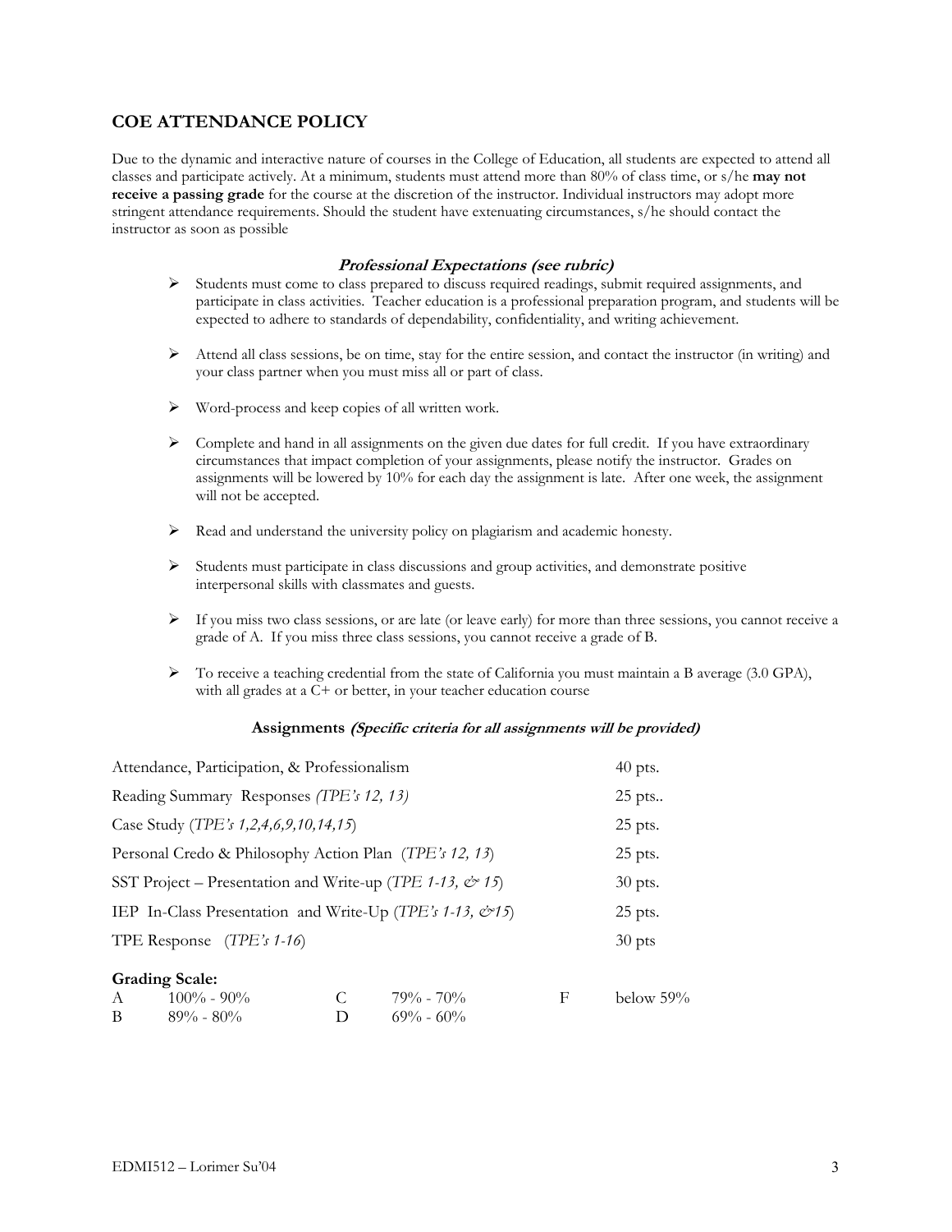## COE ATTENDANCE POLICY

Due to the dynamic and interactive nature of courses in the College of Education, all students are expected to attend all classes and participate actively. At a minimum, students must attend more than 80% of class time, or s/he **may not receive a passing grade** for the course at the discretion of the instructor. Individual instructors may adopt more stringent attendance requirements. Should the student have extenuating circumstances, s/he should contact the instructor as soon as possible

### *Professional Expectations (see rubric)*

- Students must come to class prepared to discuss required readings, submit required assignments, and participate in class activities. Teacher education is a professional preparation program, and students will be expected to adhere to standards of dependability, confidentiality, and writing achievement.
- Attend all class sessions, be on time, stay for the entire session, and contact the instructor (in writing) and your class partner when you must miss all or part of class.
- Word-process and keep copies of all written work.
- Complete and hand in all assignments on the given due dates for full credit. If you have extraordinary circumstances that impact completion of your assignments, please notify the instructor. Grades on assignments will be lowered by 10% for each day the assignment is late. After one week, the assignment will not be accepted.
- Read and understand the university policy on plagiarism and academic honesty.
- Students must participate in class discussions and group activities, and demonstrate positive interpersonal skills with classmates and guests.
- If you miss two class sessions, or are late (or leave early) for more than three sessions, you cannot receive a grade of A. If you miss three class sessions, you cannot receive a grade of B.
- To receive a teaching credential from the state of California you must maintain a B average (3.0 GPA), with all grades at a C+ or better, in your teacher education course

### Assignments *(Specific criteria for all assignments will be provided)*

| Assignment | Points |
|---|---|
| Attendance, Participation, & Professionalism | 40 pts. |
| Reading Summary Responses *(TPE's 12, 13)* | 25 pts.. |
| Case Study (*TPE's 1,2,4,6,9,10,14,15*) | 25 pts. |
| Personal Credo & Philosophy Action Plan (*TPE's 12, 13*) | 25 pts. |
| SST Project – Presentation and Write-up (*TPE 1-13, & 15*) | 30 pts. |
| IEP In-Class Presentation and Write-Up (*TPE's 1-13, &15*) | 25 pts. |
| TPE Response (*TPE's 1-16*) | 30 pts |

**Grading Scale:**

| | | | | | |
|---|---|---|---|---|---|
| A | 100% - 90% | C | 79% - 70% | F | below 59% |
| B | 89% - 80% | D | 69% - 60% | | |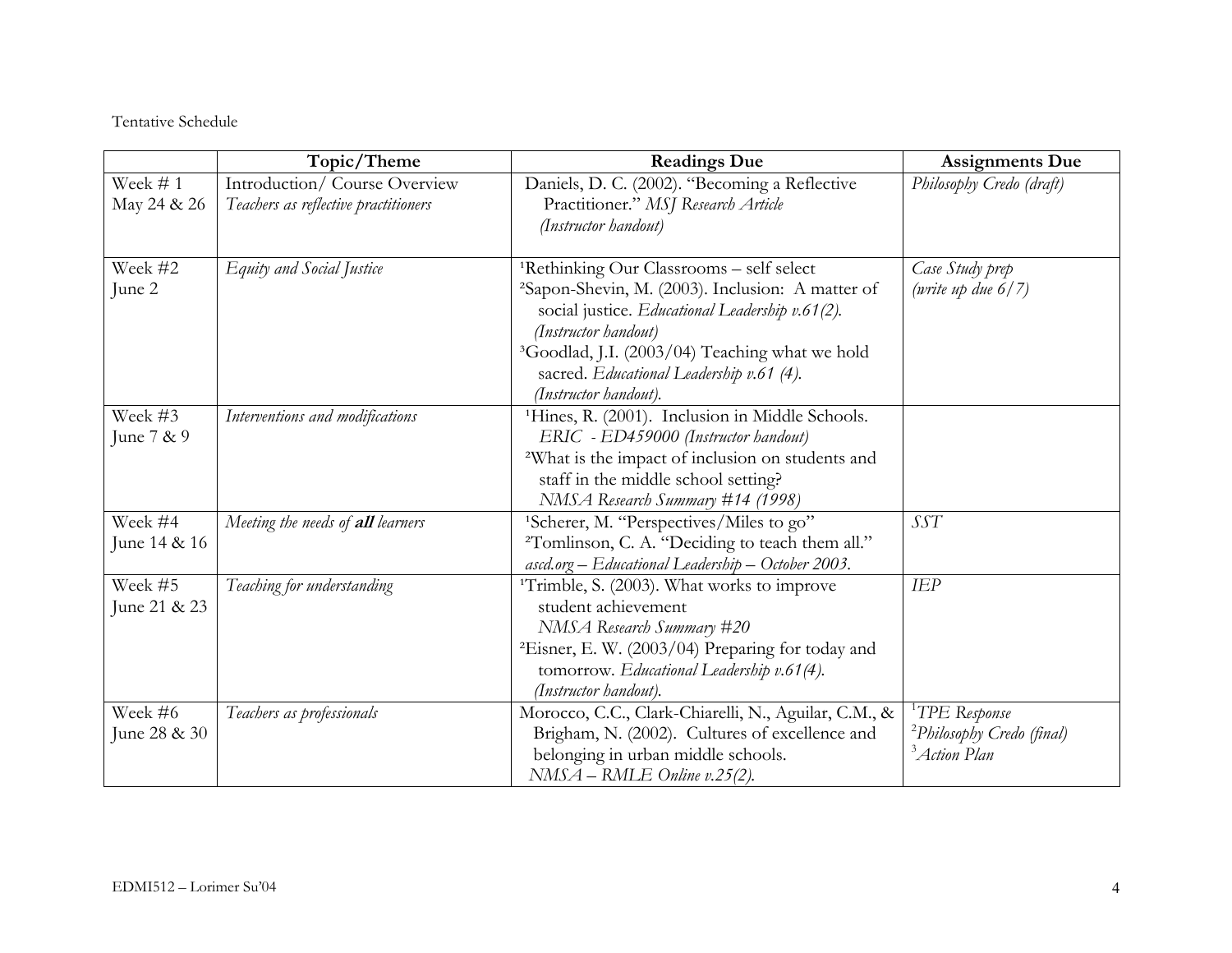Tentative Schedule

| | Topic/Theme | Readings Due | Assignments Due |
|---|---|---|---|
| Week # 1<br>May 24 & 26 | Introduction/ Course Overview<br>*Teachers as reflective practitioners* | Daniels, D. C. (2002). "Becoming a Reflective Practitioner." *MSJ Research Article (Instructor handout)* | *Philosophy Credo (draft)* |
| Week #2<br>June 2 | *Equity and Social Justice* | [1]Rethinking Our Classrooms – self select<br>[2]Sapon-Shevin, M. (2003). Inclusion: A matter of social justice. *Educational Leadership v.61(2). (Instructor handout)*<br>[3]Goodlad, J.I. (2003/04) Teaching what we hold sacred. *Educational Leadership v.61 (4). (Instructor handout).* | *Case Study prep (write up due 6/7)* |
| Week #3<br>June 7 & 9 | *Interventions and modifications* | [1]Hines, R. (2001). Inclusion in Middle Schools. *ERIC - ED459000 (Instructor handout)*<br>[2]What is the impact of inclusion on students and staff in the middle school setting? *NMSA Research Summary #14 (1998)* | |
| Week #4<br>June 14 & 16 | *Meeting the needs of **all** learners* | [1]Scherer, M. "Perspectives/Miles to go"<br>[2]Tomlinson, C. A. "Deciding to teach them all." *ascd.org – Educational Leadership – October 2003.* | *SST* |
| Week #5<br>June 21 & 23 | *Teaching for understanding* | [1]Trimble, S. (2003). What works to improve student achievement *NMSA Research Summary #20*<br>[2]Eisner, E. W. (2003/04) Preparing for today and tomorrow. *Educational Leadership v.61(4). (Instructor handout).* | *IEP* |
| Week #6<br>June 28 & 30 | *Teachers as professionals* | Morocco, C.C., Clark-Chiarelli, N., Aguilar, C.M., & Brigham, N. (2002). Cultures of excellence and belonging in urban middle schools. *NMSA – RMLE Online v.25(2).* | [1]*TPE Response*<br>[2]*Philosophy Credo (final)*<br>[3]*Action Plan* |